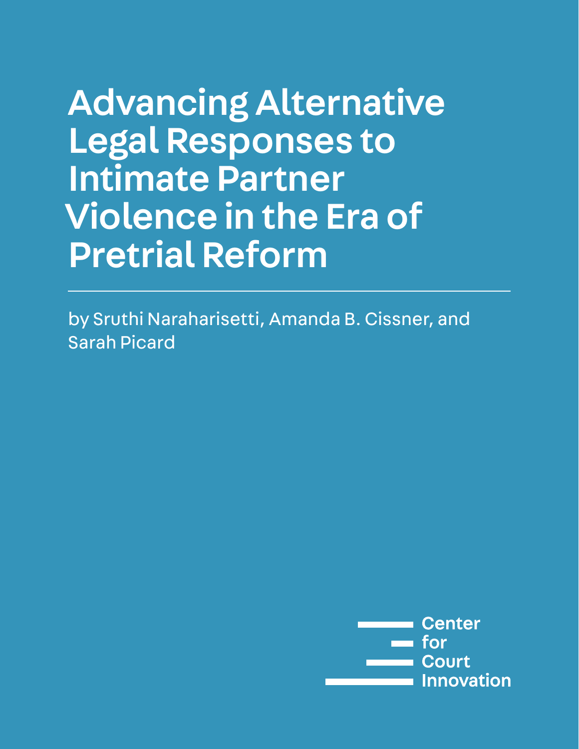# Advancing Alternative Legal Responses to Intimate Partner Violence in the Era of Pretrial Reform

by Sruthi Naraharisetti, Amanda B. Cissner, and Sarah Picard

Center for Court Innovation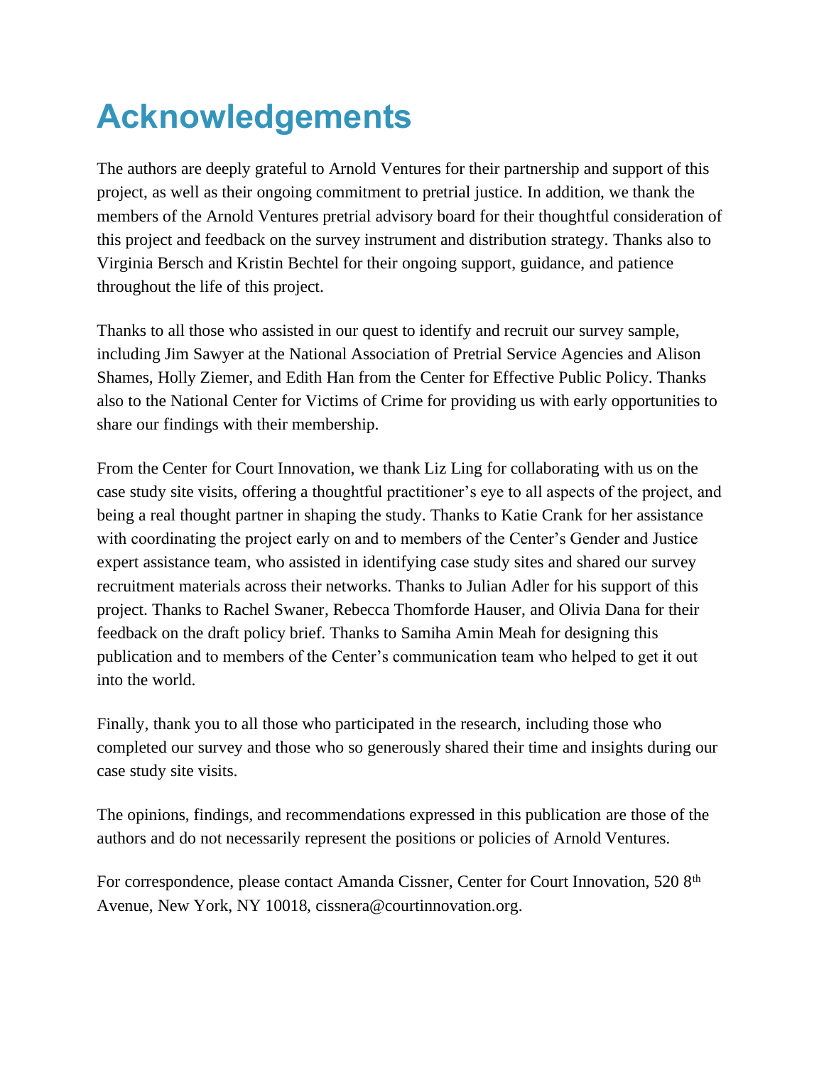# Acknowledgements

The authors are deeply grateful to Arnold Ventures for their partnership and support of this project, as well as their ongoing commitment to pretrial justice. In addition, we thank the members of the Arnold Ventures pretrial advisory board for their thoughtful consideration of this project and feedback on the survey instrument and distribution strategy. Thanks also to Virginia Bersch and Kristin Bechtel for their ongoing support, guidance, and patience throughout the life of this project.

Thanks to all those who assisted in our quest to identify and recruit our survey sample, including Jim Sawyer at the National Association of Pretrial Service Agencies and Alison Shames, Holly Ziemer, and Edith Han from the Center for Effective Public Policy. Thanks also to the National Center for Victims of Crime for providing us with early opportunities to share our findings with their membership.

From the Center for Court Innovation, we thank Liz Ling for collaborating with us on the case study site visits, offering a thoughtful practitioner's eye to all aspects of the project, and being a real thought partner in shaping the study. Thanks to Katie Crank for her assistance with coordinating the project early on and to members of the Center's Gender and Justice expert assistance team, who assisted in identifying case study sites and shared our survey recruitment materials across their networks. Thanks to Julian Adler for his support of this project. Thanks to Rachel Swaner, Rebecca Thomforde Hauser, and Olivia Dana for their feedback on the draft policy brief. Thanks to Samiha Amin Meah for designing this publication and to members of the Center's communication team who helped to get it out into the world.

Finally, thank you to all those who participated in the research, including those who completed our survey and those who so generously shared their time and insights during our case study site visits.

The opinions, findings, and recommendations expressed in this publication are those of the authors and do not necessarily represent the positions or policies of Arnold Ventures.

For correspondence, please contact Amanda Cissner, Center for Court Innovation, 520 8th Avenue, New York, NY 10018, cissnera@courtinnovation.org.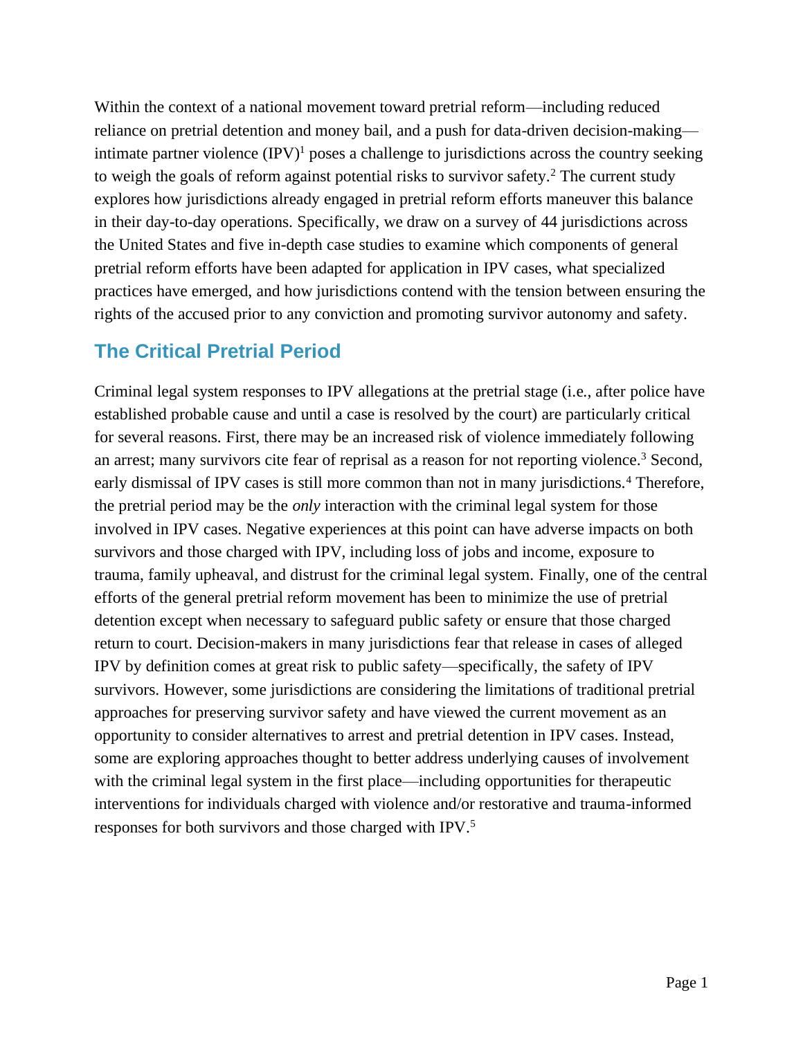Within the context of a national movement toward pretrial reform—including reduced reliance on pretrial detention and money bail, and a push for data-driven decision-making—intimate partner violence (IPV)[1] poses a challenge to jurisdictions across the country seeking to weigh the goals of reform against potential risks to survivor safety.[2] The current study explores how jurisdictions already engaged in pretrial reform efforts maneuver this balance in their day-to-day operations. Specifically, we draw on a survey of 44 jurisdictions across the United States and five in-depth case studies to examine which components of general pretrial reform efforts have been adapted for application in IPV cases, what specialized practices have emerged, and how jurisdictions contend with the tension between ensuring the rights of the accused prior to any conviction and promoting survivor autonomy and safety.

## The Critical Pretrial Period

Criminal legal system responses to IPV allegations at the pretrial stage (i.e., after police have established probable cause and until a case is resolved by the court) are particularly critical for several reasons. First, there may be an increased risk of violence immediately following an arrest; many survivors cite fear of reprisal as a reason for not reporting violence.[3] Second, early dismissal of IPV cases is still more common than not in many jurisdictions.[4] Therefore, the pretrial period may be the *only* interaction with the criminal legal system for those involved in IPV cases. Negative experiences at this point can have adverse impacts on both survivors and those charged with IPV, including loss of jobs and income, exposure to trauma, family upheaval, and distrust for the criminal legal system. Finally, one of the central efforts of the general pretrial reform movement has been to minimize the use of pretrial detention except when necessary to safeguard public safety or ensure that those charged return to court. Decision-makers in many jurisdictions fear that release in cases of alleged IPV by definition comes at great risk to public safety—specifically, the safety of IPV survivors. However, some jurisdictions are considering the limitations of traditional pretrial approaches for preserving survivor safety and have viewed the current movement as an opportunity to consider alternatives to arrest and pretrial detention in IPV cases. Instead, some are exploring approaches thought to better address underlying causes of involvement with the criminal legal system in the first place—including opportunities for therapeutic interventions for individuals charged with violence and/or restorative and trauma-informed responses for both survivors and those charged with IPV.[5]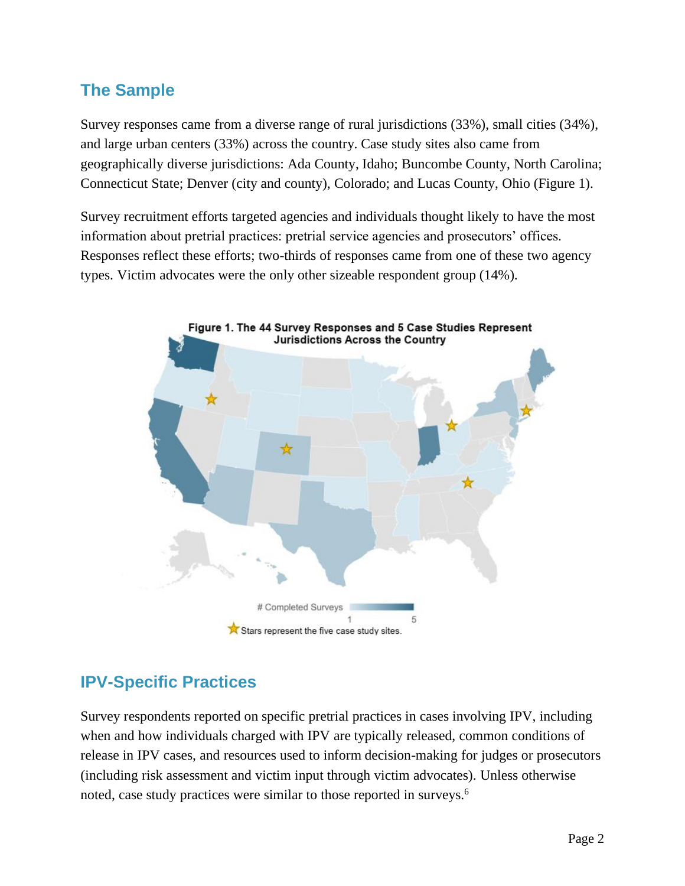## The Sample

Survey responses came from a diverse range of rural jurisdictions (33%), small cities (34%), and large urban centers (33%) across the country. Case study sites also came from geographically diverse jurisdictions: Ada County, Idaho; Buncombe County, North Carolina; Connecticut State; Denver (city and county), Colorado; and Lucas County, Ohio (Figure 1).

Survey recruitment efforts targeted agencies and individuals thought likely to have the most information about pretrial practices: pretrial service agencies and prosecutors' offices. Responses reflect these efforts; two-thirds of responses came from one of these two agency types. Victim advocates were the only other sizeable respondent group (14%).

**Figure 1. The 44 Survey Responses and 5 Case Studies Represent Jurisdictions Across the Country**

# Completed Surveys 1 – 5

Stars represent the five case study sites.

## IPV-Specific Practices

Survey respondents reported on specific pretrial practices in cases involving IPV, including when and how individuals charged with IPV are typically released, common conditions of release in IPV cases, and resources used to inform decision-making for judges or prosecutors (including risk assessment and victim input through victim advocates). Unless otherwise noted, case study practices were similar to those reported in surveys.[6]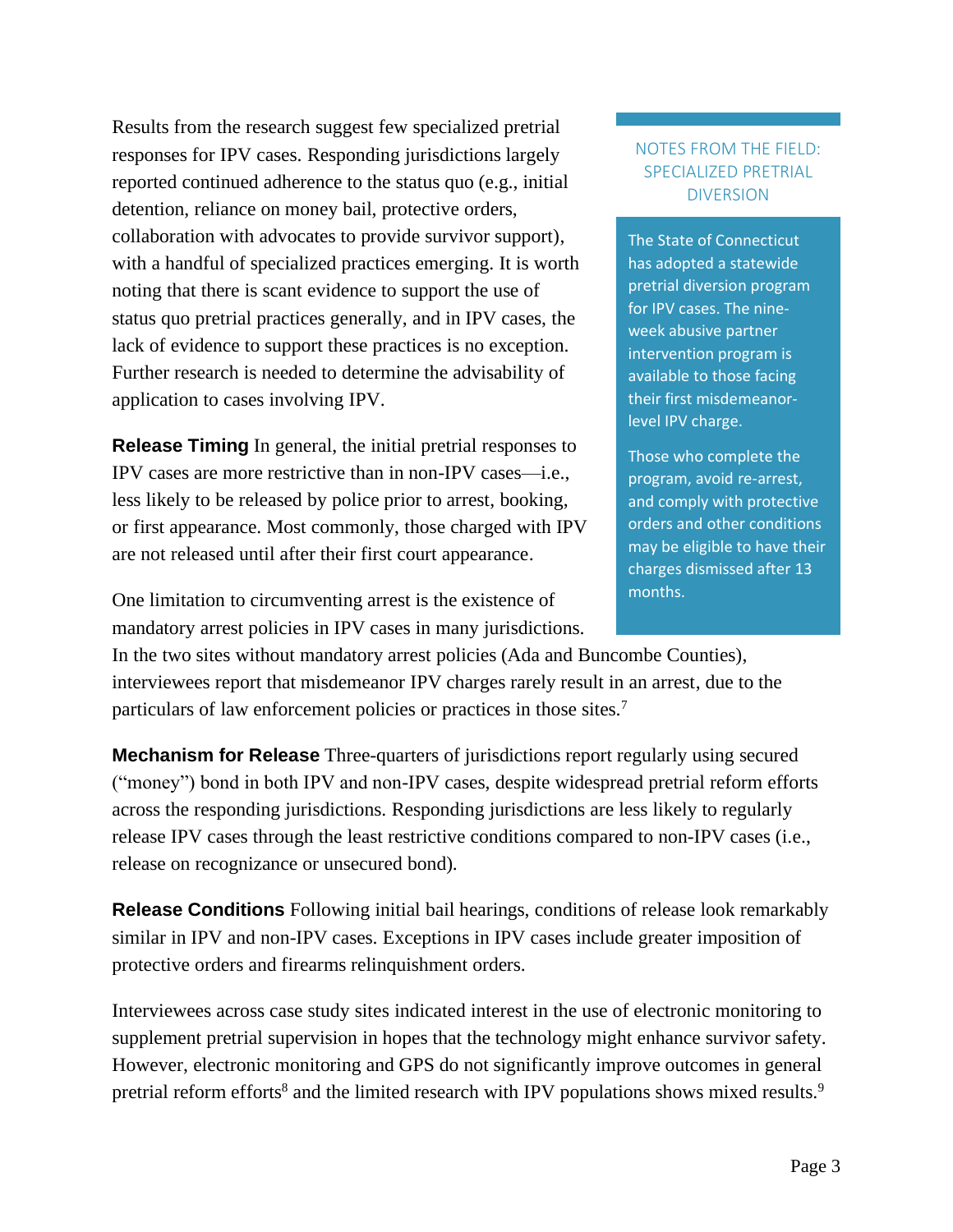Results from the research suggest few specialized pretrial responses for IPV cases. Responding jurisdictions largely reported continued adherence to the status quo (e.g., initial detention, reliance on money bail, protective orders, collaboration with advocates to provide survivor support), with a handful of specialized practices emerging. It is worth noting that there is scant evidence to support the use of status quo pretrial practices generally, and in IPV cases, the lack of evidence to support these practices is no exception. Further research is needed to determine the advisability of application to cases involving IPV.

> **NOTES FROM THE FIELD: SPECIALIZED PRETRIAL DIVERSION**
>
> The State of Connecticut has adopted a statewide pretrial diversion program for IPV cases. The nine-week abusive partner intervention program is available to those facing their first misdemeanor-level IPV charge.
>
> Those who complete the program, avoid re-arrest, and comply with protective orders and other conditions may be eligible to have their charges dismissed after 13 months.

**Release Timing** In general, the initial pretrial responses to IPV cases are more restrictive than in non-IPV cases—i.e., less likely to be released by police prior to arrest, booking, or first appearance. Most commonly, those charged with IPV are not released until after their first court appearance.

One limitation to circumventing arrest is the existence of mandatory arrest policies in IPV cases in many jurisdictions. In the two sites without mandatory arrest policies (Ada and Buncombe Counties), interviewees report that misdemeanor IPV charges rarely result in an arrest, due to the particulars of law enforcement policies or practices in those sites.[7]

**Mechanism for Release** Three-quarters of jurisdictions report regularly using secured ("money") bond in both IPV and non-IPV cases, despite widespread pretrial reform efforts across the responding jurisdictions. Responding jurisdictions are less likely to regularly release IPV cases through the least restrictive conditions compared to non-IPV cases (i.e., release on recognizance or unsecured bond).

**Release Conditions** Following initial bail hearings, conditions of release look remarkably similar in IPV and non-IPV cases. Exceptions in IPV cases include greater imposition of protective orders and firearms relinquishment orders.

Interviewees across case study sites indicated interest in the use of electronic monitoring to supplement pretrial supervision in hopes that the technology might enhance survivor safety. However, electronic monitoring and GPS do not significantly improve outcomes in general pretrial reform efforts[8] and the limited research with IPV populations shows mixed results.[9]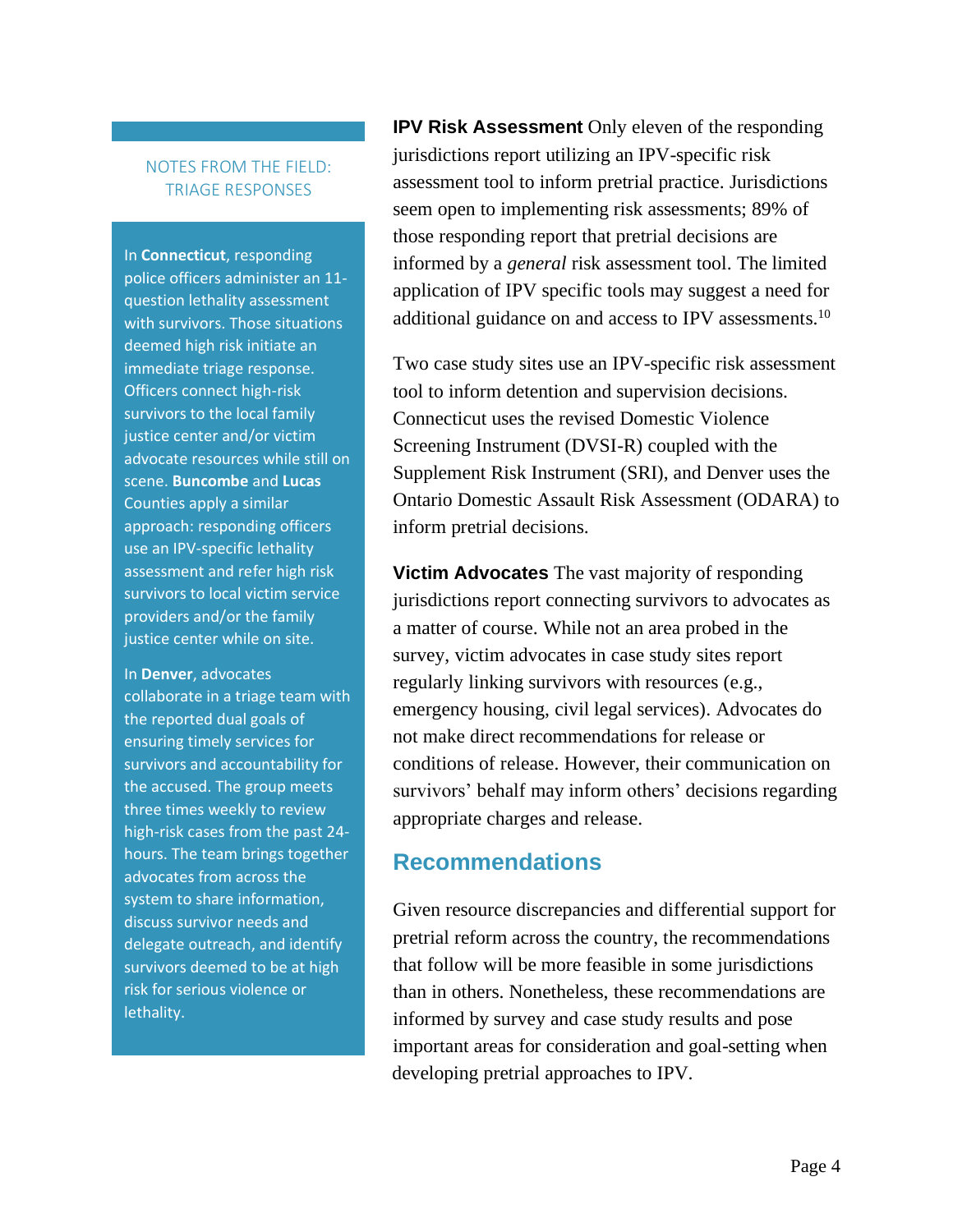### NOTES FROM THE FIELD: TRIAGE RESPONSES

In **Connecticut**, responding police officers administer an 11-question lethality assessment with survivors. Those situations deemed high risk initiate an immediate triage response. Officers connect high-risk survivors to the local family justice center and/or victim advocate resources while still on scene. **Buncombe** and **Lucas** Counties apply a similar approach: responding officers use an IPV-specific lethality assessment and refer high risk survivors to local victim service providers and/or the family justice center while on site.

In **Denver**, advocates collaborate in a triage team with the reported dual goals of ensuring timely services for survivors and accountability for the accused. The group meets three times weekly to review high-risk cases from the past 24-hours. The team brings together advocates from across the system to share information, discuss survivor needs and delegate outreach, and identify survivors deemed to be at high risk for serious violence or lethality.

**IPV Risk Assessment** Only eleven of the responding jurisdictions report utilizing an IPV-specific risk assessment tool to inform pretrial practice. Jurisdictions seem open to implementing risk assessments; 89% of those responding report that pretrial decisions are informed by a *general* risk assessment tool. The limited application of IPV specific tools may suggest a need for additional guidance on and access to IPV assessments.[10]

Two case study sites use an IPV-specific risk assessment tool to inform detention and supervision decisions. Connecticut uses the revised Domestic Violence Screening Instrument (DVSI-R) coupled with the Supplement Risk Instrument (SRI), and Denver uses the Ontario Domestic Assault Risk Assessment (ODARA) to inform pretrial decisions.

**Victim Advocates** The vast majority of responding jurisdictions report connecting survivors to advocates as a matter of course. While not an area probed in the survey, victim advocates in case study sites report regularly linking survivors with resources (e.g., emergency housing, civil legal services). Advocates do not make direct recommendations for release or conditions of release. However, their communication on survivors' behalf may inform others' decisions regarding appropriate charges and release.

## Recommendations

Given resource discrepancies and differential support for pretrial reform across the country, the recommendations that follow will be more feasible in some jurisdictions than in others. Nonetheless, these recommendations are informed by survey and case study results and pose important areas for consideration and goal-setting when developing pretrial approaches to IPV.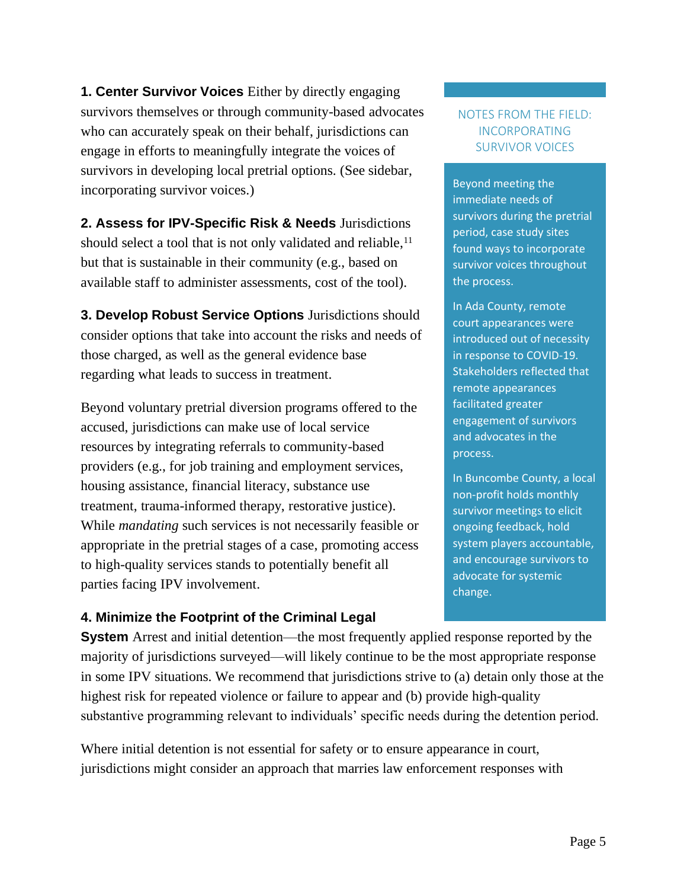**1. Center Survivor Voices** Either by directly engaging survivors themselves or through community-based advocates who can accurately speak on their behalf, jurisdictions can engage in efforts to meaningfully integrate the voices of survivors in developing local pretrial options. (See sidebar, incorporating survivor voices.)

**2. Assess for IPV-Specific Risk & Needs** Jurisdictions should select a tool that is not only validated and reliable,[11] but that is sustainable in their community (e.g., based on available staff to administer assessments, cost of the tool).

**3. Develop Robust Service Options** Jurisdictions should consider options that take into account the risks and needs of those charged, as well as the general evidence base regarding what leads to success in treatment.

Beyond voluntary pretrial diversion programs offered to the accused, jurisdictions can make use of local service resources by integrating referrals to community-based providers (e.g., for job training and employment services, housing assistance, financial literacy, substance use treatment, trauma-informed therapy, restorative justice). While *mandating* such services is not necessarily feasible or appropriate in the pretrial stages of a case, promoting access to high-quality services stands to potentially benefit all parties facing IPV involvement.

**4. Minimize the Footprint of the Criminal Legal System** Arrest and initial detention—the most frequently applied response reported by the majority of jurisdictions surveyed—will likely continue to be the most appropriate response in some IPV situations. We recommend that jurisdictions strive to (a) detain only those at the highest risk for repeated violence or failure to appear and (b) provide high-quality substantive programming relevant to individuals' specific needs during the detention period.

Where initial detention is not essential for safety or to ensure appearance in court, jurisdictions might consider an approach that marries law enforcement responses with

> **NOTES FROM THE FIELD: INCORPORATING SURVIVOR VOICES**
>
> Beyond meeting the immediate needs of survivors during the pretrial period, case study sites found ways to incorporate survivor voices throughout the process.
>
> In Ada County, remote court appearances were introduced out of necessity in response to COVID-19. Stakeholders reflected that remote appearances facilitated greater engagement of survivors and advocates in the process.
>
> In Buncombe County, a local non-profit holds monthly survivor meetings to elicit ongoing feedback, hold system players accountable, and encourage survivors to advocate for systemic change.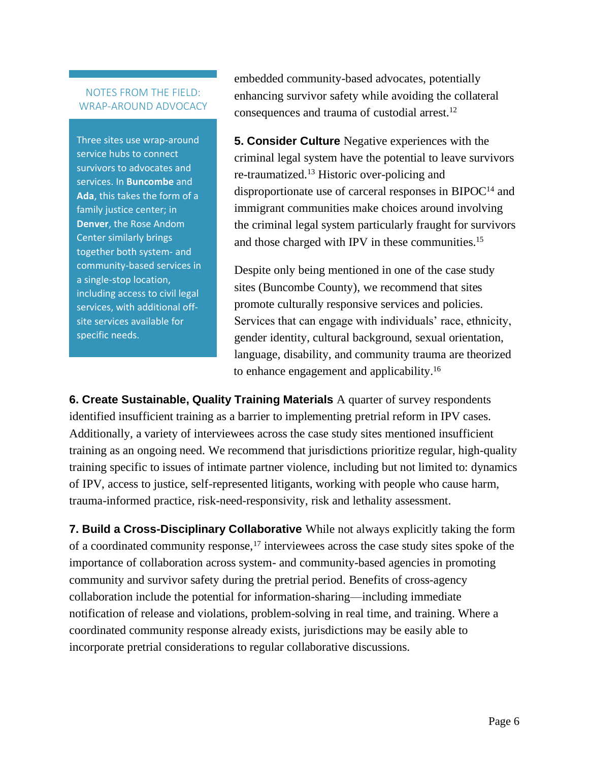> **NOTES FROM THE FIELD: WRAP-AROUND ADVOCACY**
>
> Three sites use wrap-around service hubs to connect survivors to advocates and services. In **Buncombe** and **Ada**, this takes the form of a family justice center; in **Denver**, the Rose Andom Center similarly brings together both system- and community-based services in a single-stop location, including access to civil legal services, with additional off-site services available for specific needs.

embedded community-based advocates, potentially enhancing survivor safety while avoiding the collateral consequences and trauma of custodial arrest.[12]

**5. Consider Culture** Negative experiences with the criminal legal system have the potential to leave survivors re-traumatized.[13] Historic over-policing and disproportionate use of carceral responses in BIPOC[14] and immigrant communities make choices around involving the criminal legal system particularly fraught for survivors and those charged with IPV in these communities.[15]

Despite only being mentioned in one of the case study sites (Buncombe County), we recommend that sites promote culturally responsive services and policies. Services that can engage with individuals' race, ethnicity, gender identity, cultural background, sexual orientation, language, disability, and community trauma are theorized to enhance engagement and applicability.[16]

**6. Create Sustainable, Quality Training Materials** A quarter of survey respondents identified insufficient training as a barrier to implementing pretrial reform in IPV cases. Additionally, a variety of interviewees across the case study sites mentioned insufficient training as an ongoing need. We recommend that jurisdictions prioritize regular, high-quality training specific to issues of intimate partner violence, including but not limited to: dynamics of IPV, access to justice, self-represented litigants, working with people who cause harm, trauma-informed practice, risk-need-responsivity, risk and lethality assessment.

**7. Build a Cross-Disciplinary Collaborative** While not always explicitly taking the form of a coordinated community response,[17] interviewees across the case study sites spoke of the importance of collaboration across system- and community-based agencies in promoting community and survivor safety during the pretrial period. Benefits of cross-agency collaboration include the potential for information-sharing—including immediate notification of release and violations, problem-solving in real time, and training. Where a coordinated community response already exists, jurisdictions may be easily able to incorporate pretrial considerations to regular collaborative discussions.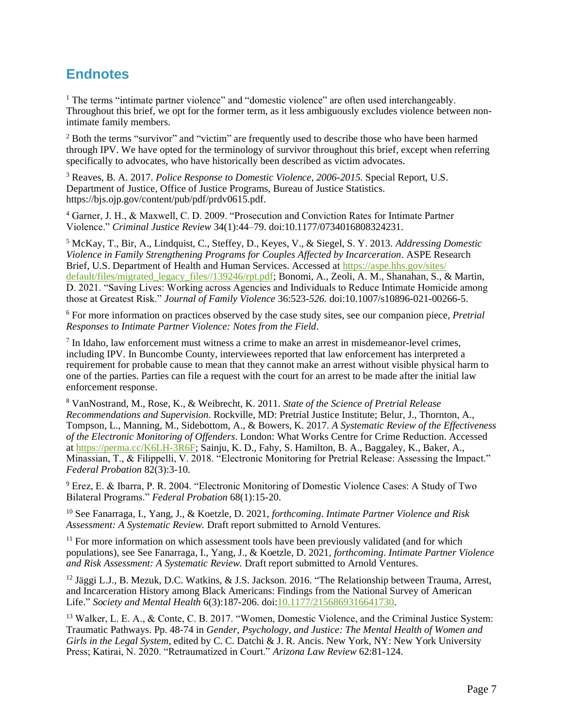## Endnotes

[1] The terms "intimate partner violence" and "domestic violence" are often used interchangeably. Throughout this brief, we opt for the former term, as it less ambiguously excludes violence between non-intimate family members.

[2] Both the terms "survivor" and "victim" are frequently used to describe those who have been harmed through IPV. We have opted for the terminology of survivor throughout this brief, except when referring specifically to advocates, who have historically been described as victim advocates.

[3] Reaves, B. A. 2017. *Police Response to Domestic Violence, 2006-2015.* Special Report, U.S. Department of Justice, Office of Justice Programs, Bureau of Justice Statistics. https://bjs.ojp.gov/content/pub/pdf/prdv0615.pdf.

[4] Garner, J. H., & Maxwell, C. D. 2009. "Prosecution and Conviction Rates for Intimate Partner Violence." *Criminal Justice Review* 34(1):44–79. doi:10.1177/0734016808324231.

[5] McKay, T., Bir, A., Lindquist, C., Steffey, D., Keyes, V., & Siegel, S. Y. 2013. *Addressing Domestic Violence in Family Strengthening Programs for Couples Affected by Incarceration*. ASPE Research Brief, U.S. Department of Health and Human Services. Accessed at [https://aspe.hhs.gov/sites/default/files/migrated_legacy_files//139246/rpt.pdf](https://aspe.hhs.gov/sites/default/files/migrated_legacy_files//139246/rpt.pdf); Bonomi, A., Zeoli, A. M., Shanahan, S., & Martin, D. 2021. "Saving Lives: Working across Agencies and Individuals to Reduce Intimate Homicide among those at Greatest Risk." *Journal of Family Violence* 36:523-*526.* doi:10.1007/s10896-021-00266-5.

[6] For more information on practices observed by the case study sites, see our companion piece, *Pretrial Responses to Intimate Partner Violence: Notes from the Field*.

[7] In Idaho, law enforcement must witness a crime to make an arrest in misdemeanor-level crimes, including IPV. In Buncombe County, interviewees reported that law enforcement has interpreted a requirement for probable cause to mean that they cannot make an arrest without visible physical harm to one of the parties. Parties can file a request with the court for an arrest to be made after the initial law enforcement response.

[8] VanNostrand, M., Rose, K., & Weibrecht, K. 2011. *State of the Science of Pretrial Release Recommendations and Supervision*. Rockville, MD: Pretrial Justice Institute; Belur, J., Thornton, A., Tompson, L., Manning, M., Sidebottom, A., & Bowers, K. 2017. *A Systematic Review of the Effectiveness of the Electronic Monitoring of Offenders*. London: What Works Centre for Crime Reduction. Accessed at [https://perma.cc/K6LH-3R6F](https://perma.cc/K6LH-3R6F); Sainju, K. D., Fahy, S. Hamilton, B. A., Baggaley, K., Baker, A., Minassian, T., & Filippelli, V. 2018. "Electronic Monitoring for Pretrial Release: Assessing the Impact." *Federal Probation* 82(3):3-10.

[9] Erez, E. & Ibarra, P. R. 2004. "Electronic Monitoring of Domestic Violence Cases: A Study of Two Bilateral Programs." *Federal Probation* 68(1):15-20.

[10] See Fanarraga, I., Yang, J., & Koetzle, D. 2021, *forthcoming*. *Intimate Partner Violence and Risk Assessment: A Systematic Review.* Draft report submitted to Arnold Ventures.

[11] For more information on which assessment tools have been previously validated (and for which populations), see See Fanarraga, I., Yang, J., & Koetzle, D. 2021, *forthcoming*. *Intimate Partner Violence and Risk Assessment: A Systematic Review.* Draft report submitted to Arnold Ventures.

[12] Jäggi L.J., B. Mezuk, D.C. Watkins, & J.S. Jackson. 2016. "The Relationship between Trauma, Arrest, and Incarceration History among Black Americans: Findings from the National Survey of American Life." *Society and Mental Health* 6(3):187-206. doi:[10.1177/2156869316641730](https://doi.org/10.1177/2156869316641730).

[13] Walker, L. E. A., & Conte, C. B. 2017. "Women, Domestic Violence, and the Criminal Justice System: Traumatic Pathways. Pp. 48-74 in *Gender, Psychology, and Justice: The Mental Health of Women and Girls in the Legal System*, edited by C. C. Datchi & J. R. Ancis. New York, NY: New York University Press; Katirai, N. 2020. "Retraumatized in Court." *Arizona Law Review* 62:81-124.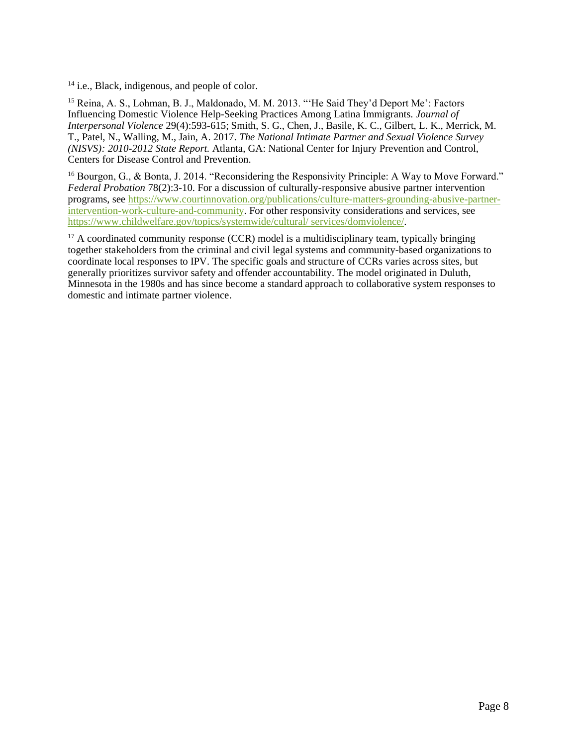[14] i.e., Black, indigenous, and people of color.

[15] Reina, A. S., Lohman, B. J., Maldonado, M. M. 2013. "'He Said They'd Deport Me': Factors Influencing Domestic Violence Help-Seeking Practices Among Latina Immigrants. *Journal of Interpersonal Violence* 29(4):593-615; Smith, S. G., Chen, J., Basile, K. C., Gilbert, L. K., Merrick, M. T., Patel, N., Walling, M., Jain, A. 2017. *The National Intimate Partner and Sexual Violence Survey (NISVS): 2010-2012 State Report.* Atlanta, GA: National Center for Injury Prevention and Control, Centers for Disease Control and Prevention.

[16] Bourgon, G., & Bonta, J. 2014. "Reconsidering the Responsivity Principle: A Way to Move Forward." *Federal Probation* 78(2):3-10. For a discussion of culturally-responsive abusive partner intervention programs, see [https://www.courtinnovation.org/publications/culture-matters-grounding-abusive-partner-intervention-work-culture-and-community](https://www.courtinnovation.org/publications/culture-matters-grounding-abusive-partner-intervention-work-culture-and-community). For other responsivity considerations and services, see [https://www.childwelfare.gov/topics/systemwide/cultural/ services/domviolence/](https://www.childwelfare.gov/topics/systemwide/cultural/services/domviolence/).

[17] A coordinated community response (CCR) model is a multidisciplinary team, typically bringing together stakeholders from the criminal and civil legal systems and community-based organizations to coordinate local responses to IPV. The specific goals and structure of CCRs varies across sites, but generally prioritizes survivor safety and offender accountability. The model originated in Duluth, Minnesota in the 1980s and has since become a standard approach to collaborative system responses to domestic and intimate partner violence.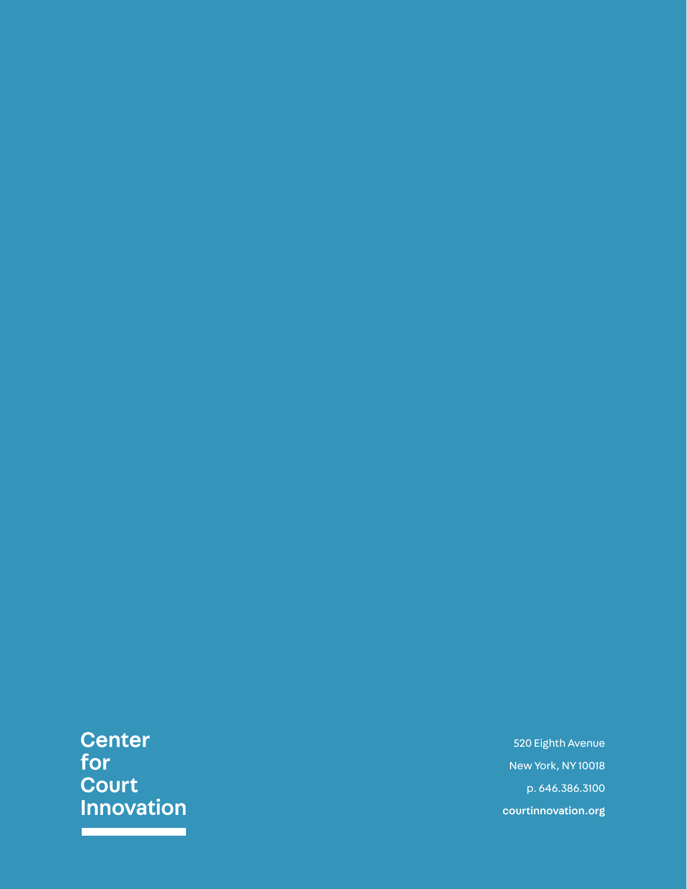Center
for
Court
Innovation

520 Eighth Avenue

New York, NY 10018

p. 646.386.3100

**courtinnovation.org**